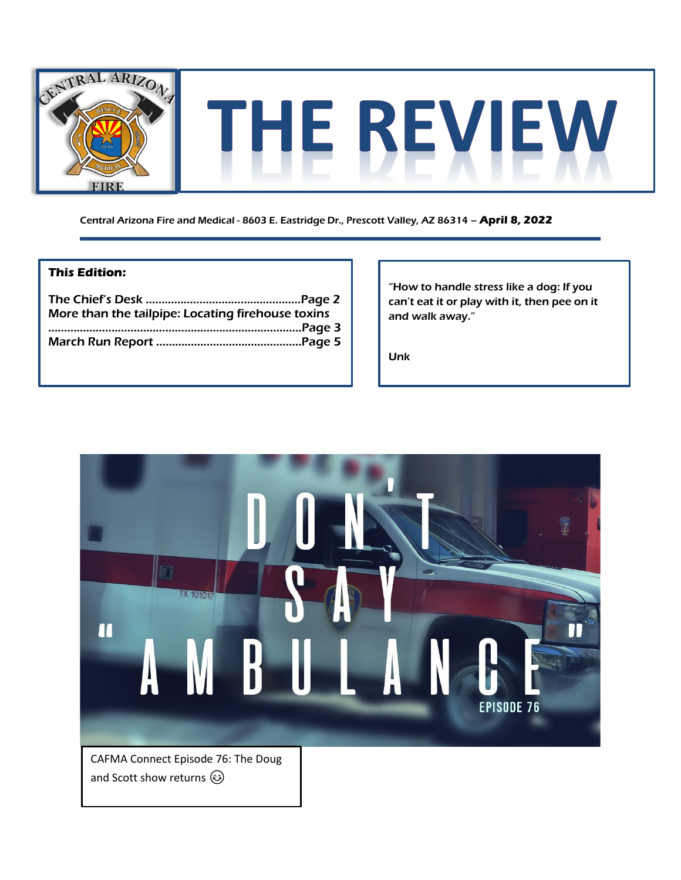# THE REVIEW

Central Arizona Fire and Medical - 8603 E. Eastridge Dr., Prescott Valley, AZ 86314 – **April 8, 2022**

***This Edition:***

The Chief's Desk ................................................Page 2
More than the tailpipe: Locating firehouse toxins ..............................................................................Page 3
March Run Report .............................................Page 5

"How to handle stress like a dog: If you can't eat it or play with it, then pee on it and walk away."

Unk

CAFMA Connect Episode 76: The Doug and Scott show returns 😉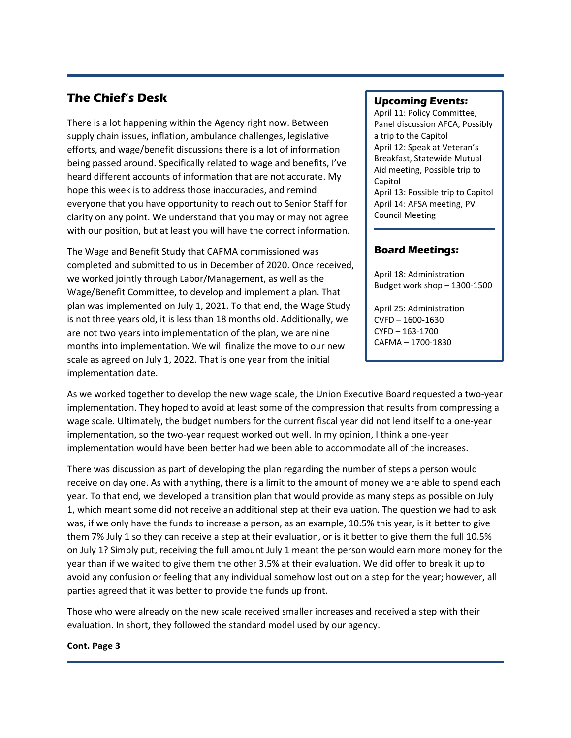## The Chief's Desk

There is a lot happening within the Agency right now. Between supply chain issues, inflation, ambulance challenges, legislative efforts, and wage/benefit discussions there is a lot of information being passed around. Specifically related to wage and benefits, I've heard different accounts of information that are not accurate. My hope this week is to address those inaccuracies, and remind everyone that you have opportunity to reach out to Senior Staff for clarity on any point. We understand that you may or may not agree with our position, but at least you will have the correct information.

The Wage and Benefit Study that CAFMA commissioned was completed and submitted to us in December of 2020. Once received, we worked jointly through Labor/Management, as well as the Wage/Benefit Committee, to develop and implement a plan. That plan was implemented on July 1, 2021. To that end, the Wage Study is not three years old, it is less than 18 months old. Additionally, we are not two years into implementation of the plan, we are nine months into implementation. We will finalize the move to our new scale as agreed on July 1, 2022. That is one year from the initial implementation date.

As we worked together to develop the new wage scale, the Union Executive Board requested a two-year implementation. They hoped to avoid at least some of the compression that results from compressing a wage scale. Ultimately, the budget numbers for the current fiscal year did not lend itself to a one-year implementation, so the two-year request worked out well. In my opinion, I think a one-year implementation would have been better had we been able to accommodate all of the increases.

There was discussion as part of developing the plan regarding the number of steps a person would receive on day one. As with anything, there is a limit to the amount of money we are able to spend each year. To that end, we developed a transition plan that would provide as many steps as possible on July 1, which meant some did not receive an additional step at their evaluation. The question we had to ask was, if we only have the funds to increase a person, as an example, 10.5% this year, is it better to give them 7% July 1 so they can receive a step at their evaluation, or is it better to give them the full 10.5% on July 1? Simply put, receiving the full amount July 1 meant the person would earn more money for the year than if we waited to give them the other 3.5% at their evaluation. We did offer to break it up to avoid any confusion or feeling that any individual somehow lost out on a step for the year; however, all parties agreed that it was better to provide the funds up front.

Those who were already on the new scale received smaller increases and received a step with their evaluation. In short, they followed the standard model used by our agency.

**Cont. Page 3**

### Upcoming Events:

April 11: Policy Committee, Panel discussion AFCA, Possibly a trip to the Capitol
April 12: Speak at Veteran's Breakfast, Statewide Mutual Aid meeting, Possible trip to Capitol
April 13: Possible trip to Capitol
April 14: AFSA meeting, PV Council Meeting

### Board Meetings:

April 18: Administration
Budget work shop – 1300-1500

April 25: Administration
CVFD – 1600-1630
CYFD – 163-1700
CAFMA – 1700-1830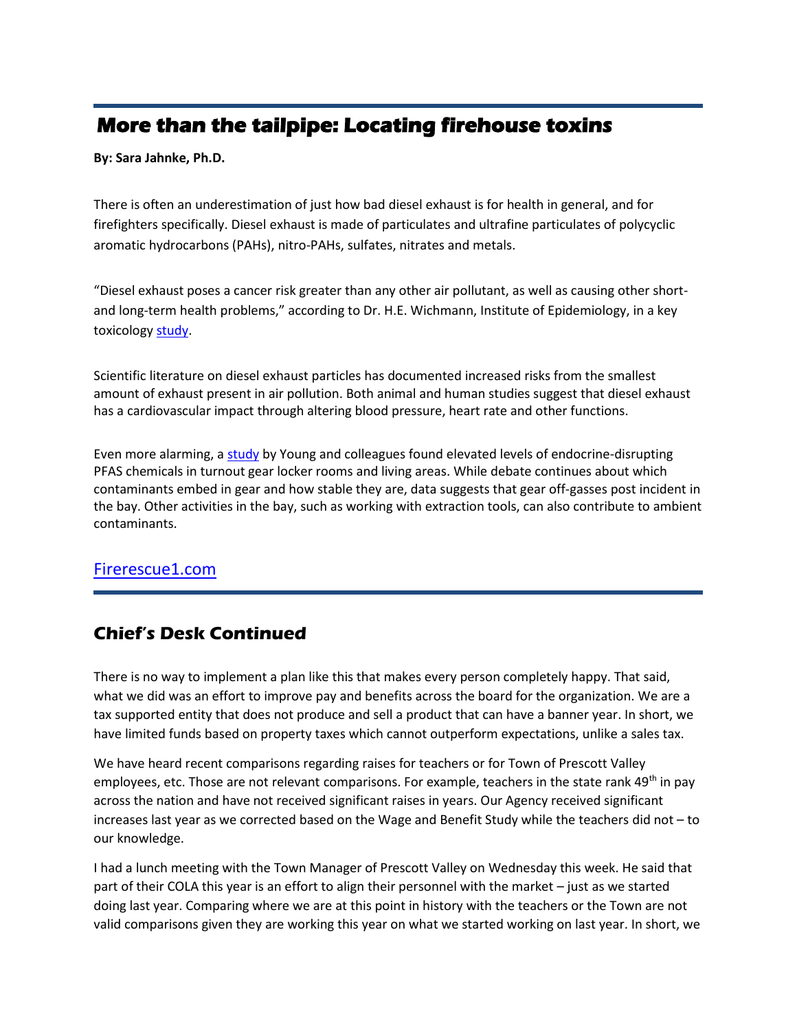## More than the tailpipe: Locating firehouse toxins

**By: Sara Jahnke, Ph.D.**

There is often an underestimation of just how bad diesel exhaust is for health in general, and for firefighters specifically. Diesel exhaust is made of particulates and ultrafine particulates of polycyclic aromatic hydrocarbons (PAHs), nitro-PAHs, sulfates, nitrates and metals.

"Diesel exhaust poses a cancer risk greater than any other air pollutant, as well as causing other short- and long-term health problems," according to Dr. H.E. Wichmann, Institute of Epidemiology, in a key toxicology study.

Scientific literature on diesel exhaust particles has documented increased risks from the smallest amount of exhaust present in air pollution. Both animal and human studies suggest that diesel exhaust has a cardiovascular impact through altering blood pressure, heart rate and other functions.

Even more alarming, a study by Young and colleagues found elevated levels of endocrine-disrupting PFAS chemicals in turnout gear locker rooms and living areas. While debate continues about which contaminants embed in gear and how stable they are, data suggests that gear off-gasses post incident in the bay. Other activities in the bay, such as working with extraction tools, can also contribute to ambient contaminants.

Firerescue1.com

## Chief's Desk Continued

There is no way to implement a plan like this that makes every person completely happy. That said, what we did was an effort to improve pay and benefits across the board for the organization. We are a tax supported entity that does not produce and sell a product that can have a banner year. In short, we have limited funds based on property taxes which cannot outperform expectations, unlike a sales tax.

We have heard recent comparisons regarding raises for teachers or for Town of Prescott Valley employees, etc. Those are not relevant comparisons. For example, teachers in the state rank 49th in pay across the nation and have not received significant raises in years. Our Agency received significant increases last year as we corrected based on the Wage and Benefit Study while the teachers did not – to our knowledge.

I had a lunch meeting with the Town Manager of Prescott Valley on Wednesday this week. He said that part of their COLA this year is an effort to align their personnel with the market – just as we started doing last year. Comparing where we are at this point in history with the teachers or the Town are not valid comparisons given they are working this year on what we started working on last year. In short, we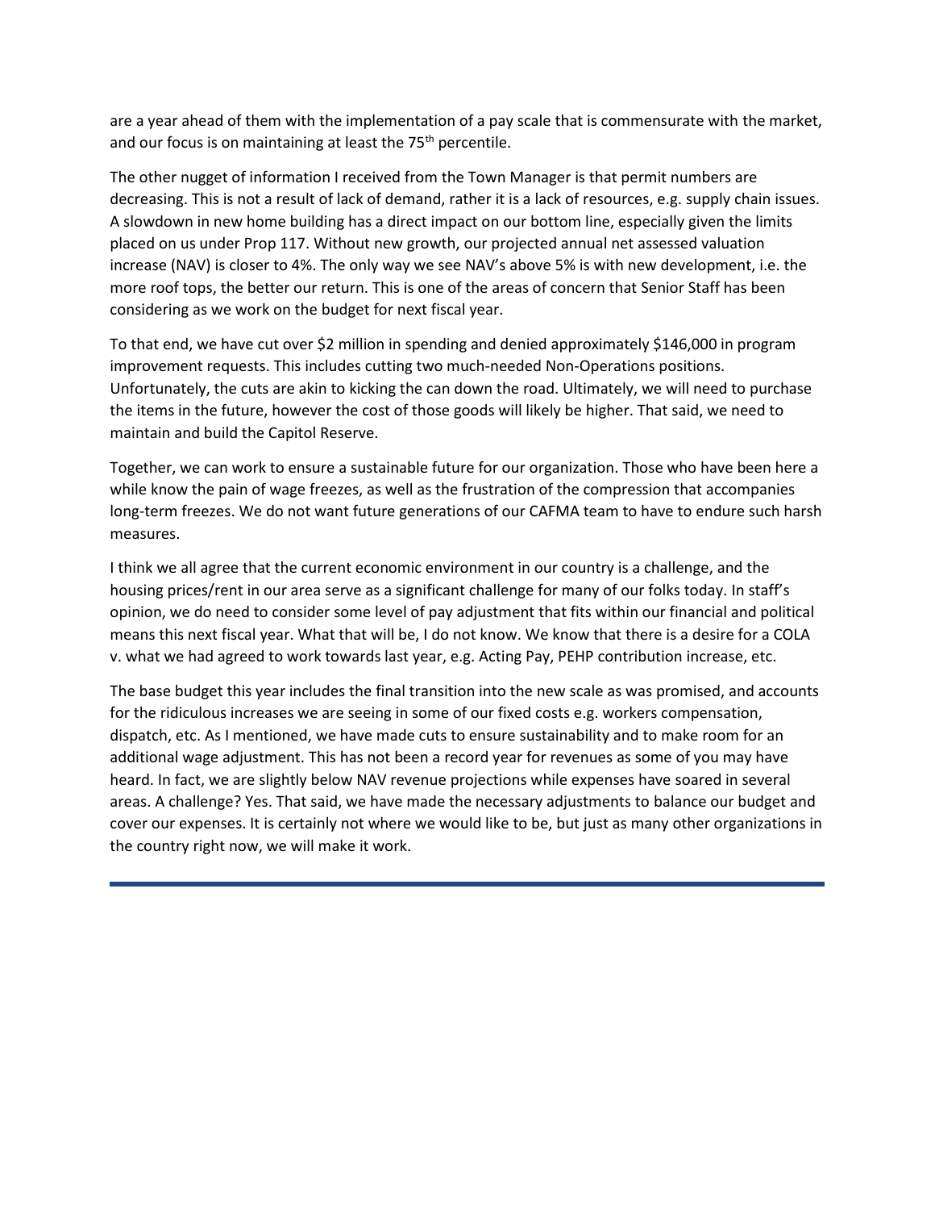are a year ahead of them with the implementation of a pay scale that is commensurate with the market, and our focus is on maintaining at least the 75th percentile.

The other nugget of information I received from the Town Manager is that permit numbers are decreasing. This is not a result of lack of demand, rather it is a lack of resources, e.g. supply chain issues. A slowdown in new home building has a direct impact on our bottom line, especially given the limits placed on us under Prop 117. Without new growth, our projected annual net assessed valuation increase (NAV) is closer to 4%. The only way we see NAV's above 5% is with new development, i.e. the more roof tops, the better our return. This is one of the areas of concern that Senior Staff has been considering as we work on the budget for next fiscal year.

To that end, we have cut over $2 million in spending and denied approximately $146,000 in program improvement requests. This includes cutting two much-needed Non-Operations positions. Unfortunately, the cuts are akin to kicking the can down the road. Ultimately, we will need to purchase the items in the future, however the cost of those goods will likely be higher. That said, we need to maintain and build the Capitol Reserve.

Together, we can work to ensure a sustainable future for our organization. Those who have been here a while know the pain of wage freezes, as well as the frustration of the compression that accompanies long-term freezes. We do not want future generations of our CAFMA team to have to endure such harsh measures.

I think we all agree that the current economic environment in our country is a challenge, and the housing prices/rent in our area serve as a significant challenge for many of our folks today. In staff's opinion, we do need to consider some level of pay adjustment that fits within our financial and political means this next fiscal year. What that will be, I do not know. We know that there is a desire for a COLA v. what we had agreed to work towards last year, e.g. Acting Pay, PEHP contribution increase, etc.

The base budget this year includes the final transition into the new scale as was promised, and accounts for the ridiculous increases we are seeing in some of our fixed costs e.g. workers compensation, dispatch, etc. As I mentioned, we have made cuts to ensure sustainability and to make room for an additional wage adjustment. This has not been a record year for revenues as some of you may have heard. In fact, we are slightly below NAV revenue projections while expenses have soared in several areas. A challenge? Yes. That said, we have made the necessary adjustments to balance our budget and cover our expenses. It is certainly not where we would like to be, but just as many other organizations in the country right now, we will make it work.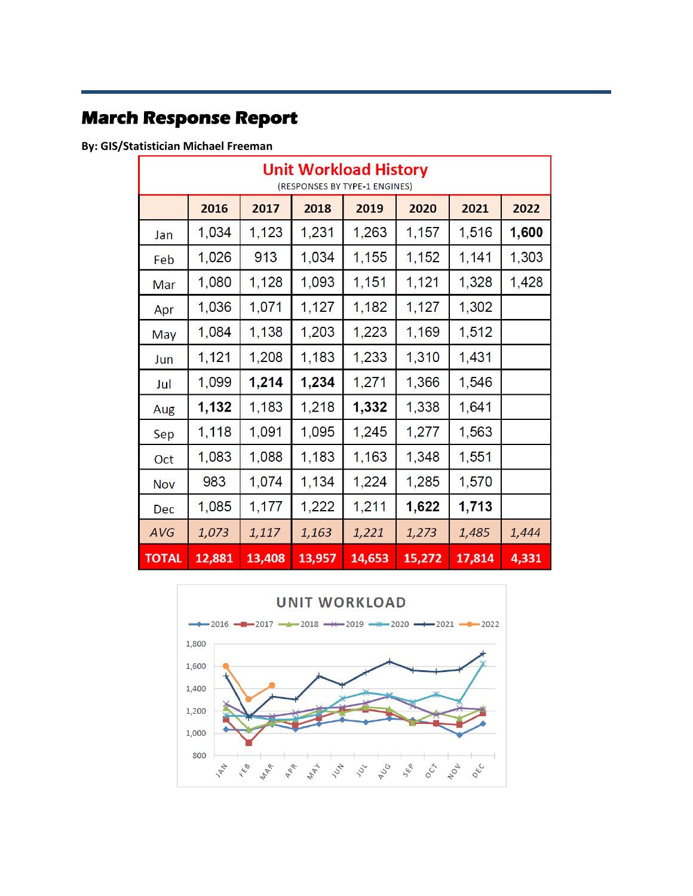# March Response Report

**By: GIS/Statistician Michael Freeman**

**Unit Workload History**
(RESPONSES BY TYPE-1 ENGINES)

| | 2016 | 2017 | 2018 | 2019 | 2020 | 2021 | 2022 |
|---|---|---|---|---|---|---|---|
| Jan | 1,034 | 1,123 | 1,231 | 1,263 | 1,157 | 1,516 | **1,600** |
| Feb | 1,026 | 913 | 1,034 | 1,155 | 1,152 | 1,141 | 1,303 |
| Mar | 1,080 | 1,128 | 1,093 | 1,151 | 1,121 | 1,328 | 1,428 |
| Apr | 1,036 | 1,071 | 1,127 | 1,182 | 1,127 | 1,302 | |
| May | 1,084 | 1,138 | 1,203 | 1,223 | 1,169 | 1,512 | |
| Jun | 1,121 | 1,208 | 1,183 | 1,233 | 1,310 | 1,431 | |
| Jul | 1,099 | **1,214** | **1,234** | 1,271 | 1,366 | 1,546 | |
| Aug | **1,132** | 1,183 | 1,218 | **1,332** | 1,338 | 1,641 | |
| Sep | 1,118 | 1,091 | 1,095 | 1,245 | 1,277 | 1,563 | |
| Oct | 1,083 | 1,088 | 1,183 | 1,163 | 1,348 | 1,551 | |
| Nov | 983 | 1,074 | 1,134 | 1,224 | 1,285 | 1,570 | |
| Dec | 1,085 | 1,177 | 1,222 | 1,211 | **1,622** | **1,713** | |
| *AVG* | *1,073* | *1,117* | *1,163* | *1,221* | *1,273* | *1,485* | *1,444* |
| **TOTAL** | **12,881** | **13,408** | **13,957** | **14,653** | **15,272** | **17,814** | **4,331** |

**UNIT WORKLOAD**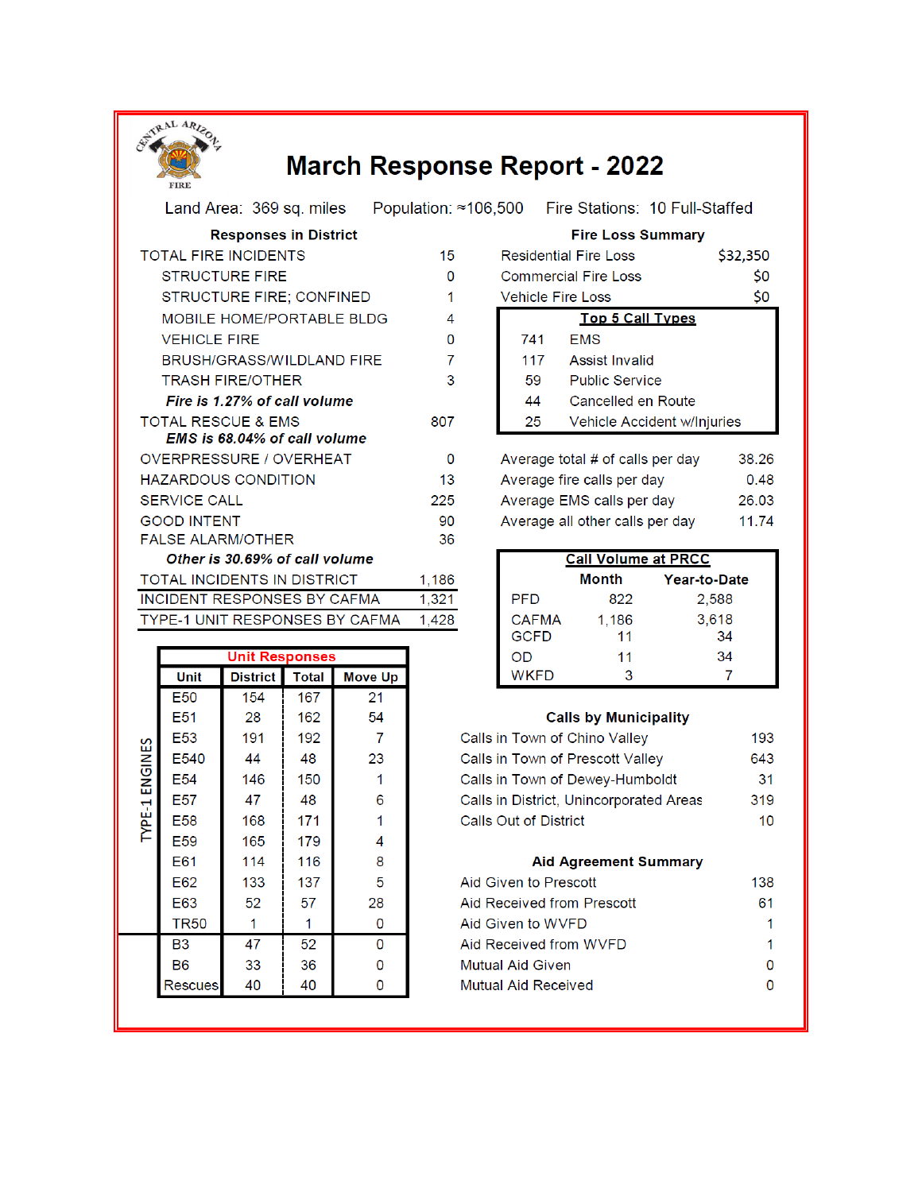# March Response Report - 2022

Land Area: 369 sq. miles    Population: ≈106,500    Fire Stations: 10 Full-Staffed

## Responses in District

| | |
|---|---|
| TOTAL FIRE INCIDENTS | 15 |
| STRUCTURE FIRE | 0 |
| STRUCTURE FIRE; CONFINED | 1 |
| MOBILE HOME/PORTABLE BLDG | 4 |
| VEHICLE FIRE | 0 |
| BRUSH/GRASS/WILDLAND FIRE | 7 |
| TRASH FIRE/OTHER | 3 |
| ***Fire is 1.27% of call volume*** | |
| TOTAL RESCUE & EMS | 807 |
| ***EMS is 68.04% of call volume*** | |
| OVERPRESSURE / OVERHEAT | 0 |
| HAZARDOUS CONDITION | 13 |
| SERVICE CALL | 225 |
| GOOD INTENT | 90 |
| FALSE ALARM/OTHER | 36 |
| ***Other is 30.69% of call volume*** | |
| TOTAL INCIDENTS IN DISTRICT | 1,186 |
| INCIDENT RESPONSES BY CAFMA | 1,321 |
| TYPE-1 UNIT RESPONSES BY CAFMA | 1,428 |

## Unit Responses

| | Unit | District | Total | Move Up |
|---|---|---|---|---|
| TYPE-1 ENGINES | E50 | 154 | 167 | 21 |
| | E51 | 28 | 162 | 54 |
| | E53 | 191 | 192 | 7 |
| | E540 | 44 | 48 | 23 |
| | E54 | 146 | 150 | 1 |
| | E57 | 47 | 48 | 6 |
| | E58 | 168 | 171 | 1 |
| | E59 | 165 | 179 | 4 |
| | E61 | 114 | 116 | 8 |
| | E62 | 133 | 137 | 5 |
| | E63 | 52 | 57 | 28 |
| | TR50 | 1 | 1 | 0 |
| | B3 | 47 | 52 | 0 |
| | B6 | 33 | 36 | 0 |
| | Rescues | 40 | 40 | 0 |

## Fire Loss Summary

| | |
|---|---|
| Residential Fire Loss | $32,350 |
| Commercial Fire Loss | $0 |
| Vehicle Fire Loss | $0 |

### Top 5 Call Types

| | |
|---|---|
| 741 | EMS |
| 117 | Assist Invalid |
| 59 | Public Service |
| 44 | Cancelled en Route |
| 25 | Vehicle Accident w/Injuries |

| | |
|---|---|
| Average total # of calls per day | 38.26 |
| Average fire calls per day | 0.48 |
| Average EMS calls per day | 26.03 |
| Average all other calls per day | 11.74 |

### Call Volume at PRCC

| | Month | Year-to-Date |
|---|---|---|
| PFD | 822 | 2,588 |
| CAFMA | 1,186 | 3,618 |
| GCFD | 11 | 34 |
| OD | 11 | 34 |
| WKFD | 3 | 7 |

## Calls by Municipality

| | |
|---|---|
| Calls in Town of Chino Valley | 193 |
| Calls in Town of Prescott Valley | 643 |
| Calls in Town of Dewey-Humboldt | 31 |
| Calls in District, Unincorporated Areas | 319 |
| Calls Out of District | 10 |

## Aid Agreement Summary

| | |
|---|---|
| Aid Given to Prescott | 138 |
| Aid Received from Prescott | 61 |
| Aid Given to WVFD | 1 |
| Aid Received from WVFD | 1 |
| Mutual Aid Given | 0 |
| Mutual Aid Received | 0 |